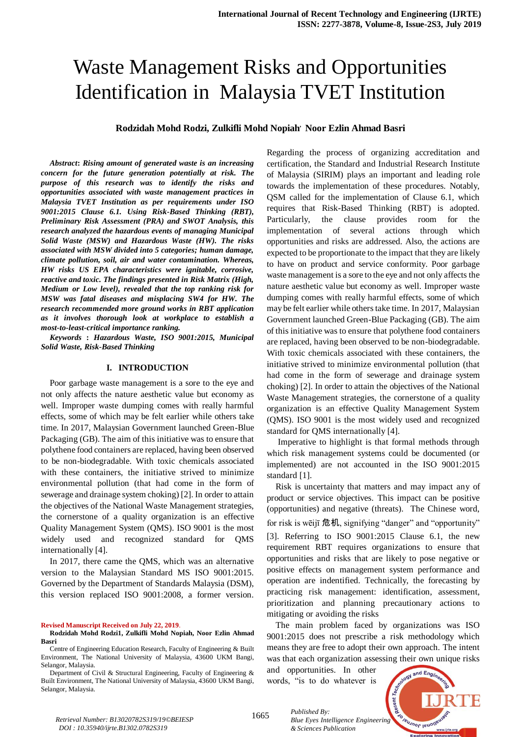# Waste Management Risks and Opportunities Identification in Malaysia TVET Institution

**Rodzidah Mohd Rodzi, Zulkifli Mohd Nopiah, Noor Ezlin Ahmad Basri**

***Abstract*: *Rising amount of generated waste is an increasing concern for the future generation potentially at risk. The purpose of this research was to identify the risks and opportunities associated with waste management practices in Malaysia TVET Institution as per requirements under ISO 9001:2015 Clause 6.1. Using Risk-Based Thinking (RBT), Preliminary Risk Assessment (PRA) and SWOT Analysis, this research analyzed the hazardous events of managing Municipal Solid Waste (MSW) and Hazardous Waste (HW). The risks associated with MSW divided into 5 categories; human damage, climate pollution, soil, air and water contamination. Whereas, HW risks US EPA characteristics were ignitable, corrosive, reactive and toxic. The findings presented in Risk Matrix (High, Medium or Low level), revealed that the top ranking risk for MSW was fatal diseases and misplacing SW4 for HW. The research recommended more ground works in RBT application as it involves thorough look at workplace to establish a most-to-least-critical importance ranking.***

***Keywords* : *Hazardous Waste, ISO 9001:2015, Municipal Solid Waste, Risk-Based Thinking***

## I. INTRODUCTION

Poor garbage waste management is a sore to the eye and not only affects the nature aesthetic value but economy as well. Improper waste dumping comes with really harmful effects, some of which may be felt earlier while others take time. In 2017, Malaysian Government launched Green-Blue Packaging (GB). The aim of this initiative was to ensure that polythene food containers are replaced, having been observed to be non-biodegradable. With toxic chemicals associated with these containers, the initiative strived to minimize environmental pollution (that had come in the form of sewerage and drainage system choking) [2]. In order to attain the objectives of the National Waste Management strategies, the cornerstone of a quality organization is an effective Quality Management System (QMS). ISO 9001 is the most widely used and recognized standard for QMS internationally [4].

In 2017, there came the QMS, which was an alternative version to the Malaysian Standard MS ISO 9001:2015. Governed by the Department of Standards Malaysia (DSM), this version replaced ISO 9001:2008, a former version. Regarding the process of organizing accreditation and certification, the Standard and Industrial Research Institute of Malaysia (SIRIM) plays an important and leading role towards the implementation of these procedures. Notably, QSM called for the implementation of Clause 6.1, which requires that Risk-Based Thinking (RBT) is adopted. Particularly, the clause provides room for the implementation of several actions through which opportunities and risks are addressed. Also, the actions are expected to be proportionate to the impact that they are likely to have on product and service conformity. Poor garbage waste management is a sore to the eye and not only affects the nature aesthetic value but economy as well. Improper waste dumping comes with really harmful effects, some of which may be felt earlier while others take time. In 2017, Malaysian Government launched Green-Blue Packaging (GB). The aim of this initiative was to ensure that polythene food containers are replaced, having been observed to be non-biodegradable. With toxic chemicals associated with these containers, the initiative strived to minimize environmental pollution (that had come in the form of sewerage and drainage system choking) [2]. In order to attain the objectives of the National Waste Management strategies, the cornerstone of a quality organization is an effective Quality Management System (QMS). ISO 9001 is the most widely used and recognized standard for QMS internationally [4].

Imperative to highlight is that formal methods through which risk management systems could be documented (or implemented) are not accounted in the ISO 9001:2015 standard [1].

Risk is uncertainty that matters and may impact any of product or service objectives. This impact can be positive (opportunities) and negative (threats). The Chinese word, for risk is wēijī 危机, signifying "danger" and "opportunity" [3]. Referring to ISO 9001:2015 Clause 6.1, the new requirement RBT requires organizations to ensure that opportunities and risks that are likely to pose negative or positive effects on management system performance and operation are indentified. Technically, the forecasting by practicing risk management: identification, assessment, prioritization and planning precautionary actions to mitigating or avoiding the risks

The main problem faced by organizations was ISO 9001:2015 does not prescribe a risk methodology which means they are free to adopt their own approach. The intent was that each organization assessing their own unique risks and opportunities. In other words, "is to do whatever is

---

**Revised Manuscript Received on July 22, 2019.**

**Rodzidah Mohd Rodzi1, Zulkifli Mohd Nopiah, Noor Ezlin Ahmad Basri**

Centre of Engineering Education Research, Faculty of Engineering & Built Environment, The National University of Malaysia, 43600 UKM Bangi, Selangor, Malaysia.

Department of Civil & Structural Engineering, Faculty of Engineering & Built Environment, The National University of Malaysia, 43600 UKM Bangi, Selangor, Malaysia.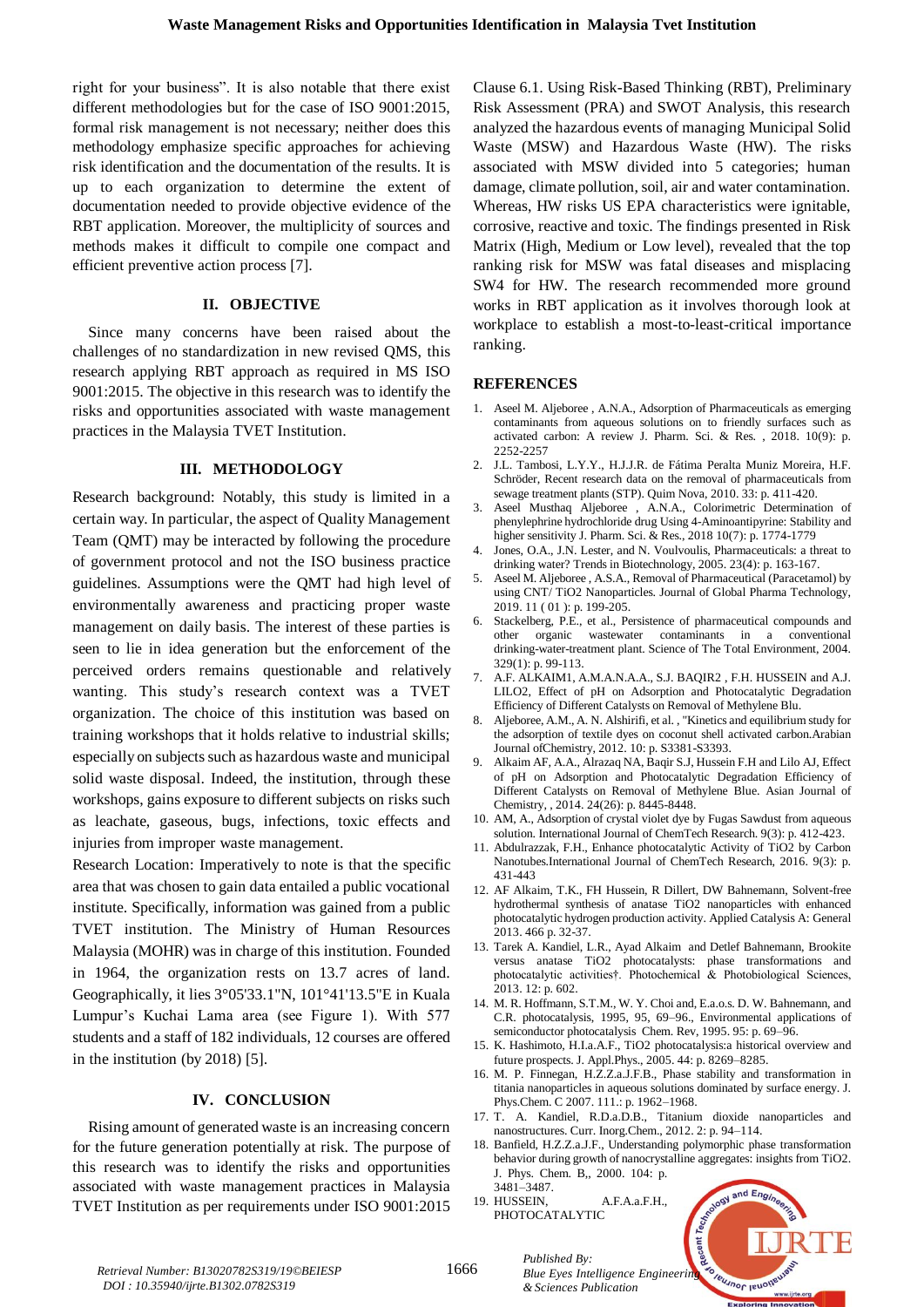right for your business". It is also notable that there exist different methodologies but for the case of ISO 9001:2015, formal risk management is not necessary; neither does this methodology emphasize specific approaches for achieving risk identification and the documentation of the results. It is up to each organization to determine the extent of documentation needed to provide objective evidence of the RBT application. Moreover, the multiplicity of sources and methods makes it difficult to compile one compact and efficient preventive action process [7].

## II. OBJECTIVE

Since many concerns have been raised about the challenges of no standardization in new revised QMS, this research applying RBT approach as required in MS ISO 9001:2015. The objective in this research was to identify the risks and opportunities associated with waste management practices in the Malaysia TVET Institution.

## III. METHODOLOGY

Research background: Notably, this study is limited in a certain way. In particular, the aspect of Quality Management Team (QMT) may be interacted by following the procedure of government protocol and not the ISO business practice guidelines. Assumptions were the QMT had high level of environmentally awareness and practicing proper waste management on daily basis. The interest of these parties is seen to lie in idea generation but the enforcement of the perceived orders remains questionable and relatively wanting. This study's research context was a TVET organization. The choice of this institution was based on training workshops that it holds relative to industrial skills; especially on subjects such as hazardous waste and municipal solid waste disposal. Indeed, the institution, through these workshops, gains exposure to different subjects on risks such as leachate, gaseous, bugs, infections, toxic effects and injuries from improper waste management.

Research Location: Imperatively to note is that the specific area that was chosen to gain data entailed a public vocational institute. Specifically, information was gained from a public TVET institution. The Ministry of Human Resources Malaysia (MOHR) was in charge of this institution. Founded in 1964, the organization rests on 13.7 acres of land. Geographically, it lies 3°05'33.1"N, 101°41'13.5"E in Kuala Lumpur's Kuchai Lama area (see Figure 1). With 577 students and a staff of 182 individuals, 12 courses are offered in the institution (by 2018) [5].

## IV. CONCLUSION

Rising amount of generated waste is an increasing concern for the future generation potentially at risk. The purpose of this research was to identify the risks and opportunities associated with waste management practices in Malaysia TVET Institution as per requirements under ISO 9001:2015 Clause 6.1. Using Risk-Based Thinking (RBT), Preliminary Risk Assessment (PRA) and SWOT Analysis, this research analyzed the hazardous events of managing Municipal Solid Waste (MSW) and Hazardous Waste (HW). The risks associated with MSW divided into 5 categories; human damage, climate pollution, soil, air and water contamination. Whereas, HW risks US EPA characteristics were ignitable, corrosive, reactive and toxic. The findings presented in Risk Matrix (High, Medium or Low level), revealed that the top ranking risk for MSW was fatal diseases and misplacing SW4 for HW. The research recommended more ground works in RBT application as it involves thorough look at workplace to establish a most-to-least-critical importance ranking.

## REFERENCES

1. Aseel M. Aljeboree , A.N.A., Adsorption of Pharmaceuticals as emerging contaminants from aqueous solutions on to friendly surfaces such as activated carbon: A review J. Pharm. Sci. & Res. , 2018. 10(9): p. 2252-2257
2. J.L. Tambosi, L.Y.Y., H.J.J.R. de Fátima Peralta Muniz Moreira, H.F. Schröder, Recent research data on the removal of pharmaceuticals from sewage treatment plants (STP). Quim Nova, 2010. 33: p. 411-420.
3. Aseel Musthaq Aljeboree , A.N.A., Colorimetric Determination of phenylephrine hydrochloride drug Using 4-Aminoantipyrine: Stability and higher sensitivity J. Pharm. Sci. & Res., 2018 10(7): p. 1774-1779
4. Jones, O.A., J.N. Lester, and N. Voulvoulis, Pharmaceuticals: a threat to drinking water? Trends in Biotechnology, 2005. 23(4): p. 163-167.
5. Aseel M. Aljeboree , A.S.A., Removal of Pharmaceutical (Paracetamol) by using CNT/ TiO2 Nanoparticles. Journal of Global Pharma Technology, 2019. 11 ( 01 ): p. 199-205.
6. Stackelberg, P.E., et al., Persistence of pharmaceutical compounds and other organic wastewater contaminants in a conventional drinking-water-treatment plant. Science of The Total Environment, 2004. 329(1): p. 99-113.
7. A.F. ALKAIM1, A.M.A.N.A.A., S.J. BAQIR2 , F.H. HUSSEIN and A.J. LILO2, Effect of pH on Adsorption and Photocatalytic Degradation Efficiency of Different Catalysts on Removal of Methylene Blu.
8. Aljeboree, A.M., A. N. Alshirifi, et al. , "Kinetics and equilibrium study for the adsorption of textile dyes on coconut shell activated carbon.Arabian Journal ofChemistry, 2012. 10: p. S3381-S3393.
9. Alkaim AF, A.A., Alrazaq NA, Baqir S.J, Hussein F.H and Lilo AJ, Effect of pH on Adsorption and Photocatalytic Degradation Efficiency of Different Catalysts on Removal of Methylene Blue. Asian Journal of Chemistry, , 2014. 24(26): p. 8445-8448.
10. AM, A., Adsorption of crystal violet dye by Fugas Sawdust from aqueous solution. International Journal of ChemTech Research. 9(3): p. 412-423.
11. Abdulrazzak, F.H., Enhance photocatalytic Activity of TiO2 by Carbon Nanotubes.International Journal of ChemTech Research, 2016. 9(3): p. 431-443
12. AF Alkaim, T.K., FH Hussein, R Dillert, DW Bahnemann, Solvent-free hydrothermal synthesis of anatase TiO2 nanoparticles with enhanced photocatalytic hydrogen production activity. Applied Catalysis A: General 2013. 466 p. 32-37.
13. Tarek A. Kandiel, L.R., Ayad Alkaim and Detlef Bahnemann, Brookite versus anatase TiO2 photocatalysts: phase transformations and photocatalytic activities†. Photochemical & Photobiological Sciences, 2013. 12: p. 602.
14. M. R. Hoffmann, S.T.M., W. Y. Choi and, E.a.o.s. D. W. Bahnemann, and C.R. photocatalysis, 1995, 95, 69–96., Environmental applications of semiconductor photocatalysis Chem. Rev, 1995. 95: p. 69–96.
15. K. Hashimoto, H.I.a.A.F., TiO2 photocatalysis:a historical overview and future prospects. J. Appl.Phys., 2005. 44: p. 8269–8285.
16. M. P. Finnegan, H.Z.Z.a.J.F.B., Phase stability and transformation in titania nanoparticles in aqueous solutions dominated by surface energy. J. Phys.Chem. C 2007. 111.: p. 1962–1968.
17. T. A. Kandiel, R.D.a.D.B., Titanium dioxide nanoparticles and nanostructures. Curr. Inorg.Chem., 2012. 2: p. 94–114.
18. Banfield, H.Z.Z.a.J.F., Understanding polymorphic phase transformation behavior during growth of nanocrystalline aggregates: insights from TiO2. J. Phys. Chem. B,, 2000. 104: p. 3481–3487.
19. HUSSEIN, A.F.A.a.F.H., PHOTOCATALYTIC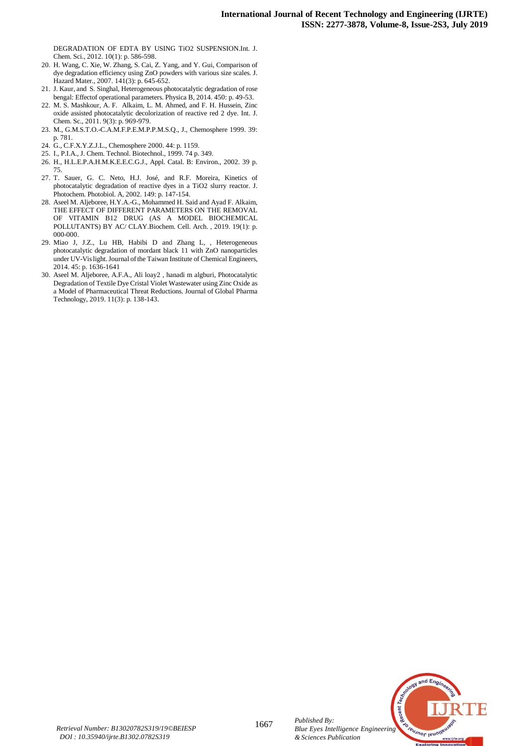DEGRADATION OF EDTA BY USING TiO2 SUSPENSION.Int. J. Chem. Sci., 2012. 10(1): p. 586-598.

20. H. Wang, C. Xie, W. Zhang, S. Cai, Z. Yang, and Y. Gui, Comparison of dye degradation efficiency using ZnO powders with various size scales. J. Hazard Mater., 2007. 141(3): p. 645-652.
21. J. Kaur, and S. Singhal, Heterogeneous photocatalytic degradation of rose bengal: Effectof operational parameters. Physica B, 2014. 450: p. 49-53.
22. M. S. Mashkour, A. F. Alkaim, L. M. Ahmed, and F. H. Hussein, Zinc oxide assisted photocatalytic decolorization of reactive red 2 dye. Int. J. Chem. Sc., 2011. 9(3): p. 969-979.
23. M., G.M.S.T.O.-C.A.M.F.P.E.M.P.P.M.S.Q., J., Chemosphere 1999. 39: p. 781.
24. G., C.F.X.Y.Z.J.L., Chemosphere 2000. 44: p. 1159.
25. I., P.I.A., J. Chem. Technol. Biotechnol., 1999. 74 p. 349.
26. H., H.L.E.P.A.H.M.K.E.E.C.G.J., Appl. Catal. B: Environ., 2002. 39 p. 75.
27. T. Sauer, G. C. Neto, H.J. José, and R.F. Moreira, Kinetics of photocatalytic degradation of reactive dyes in a TiO2 slurry reactor. J. Photochem. Photobiol. A, 2002. 149: p. 147-154.
28. Aseel M. Aljeboree, H.Y.A.-G., Mohammed H. Said and Ayad F. Alkaim, THE EFFECT OF DIFFERENT PARAMETERS ON THE REMOVAL OF VITAMIN B12 DRUG (AS A MODEL BIOCHEMICAL POLLUTANTS) BY AC/ CLAY.Biochem. Cell. Arch. , 2019. 19(1): p. 000-000.
29. Miao J, J.Z., Lu HB, Habibi D and Zhang L, , Heterogeneous photocatalytic degradation of mordant black 11 with ZnO nanoparticles under UV-Vis light. Journal of the Taiwan Institute of Chemical Engineers, 2014. 45: p. 1636-1641
30. Aseel M. Aljeboree, A.F.A., Ali loay2 , hanadi m algburi, Photocatalytic Degradation of Textile Dye Cristal Violet Wastewater using Zinc Oxide as a Model of Pharmaceutical Threat Reductions. Journal of Global Pharma Technology, 2019. 11(3): p. 138-143.